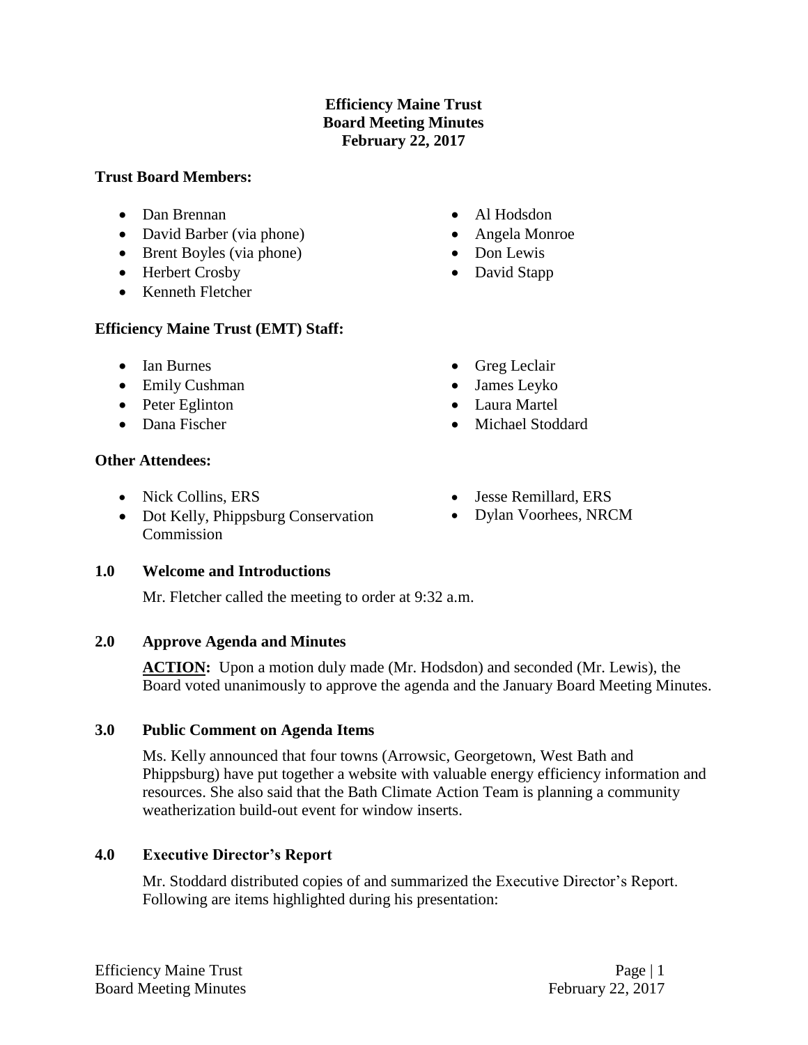# Efficiency Maine Trust
## Board Meeting Minutes
## February 22, 2017

**Trust Board Members:**

- Dan Brennan
- David Barber (via phone)
- Brent Boyles (via phone)
- Herbert Crosby
- Kenneth Fletcher
- Al Hodsdon
- Angela Monroe
- Don Lewis
- David Stapp

**Efficiency Maine Trust (EMT) Staff:**

- Ian Burnes
- Emily Cushman
- Peter Eglinton
- Dana Fischer
- Greg Leclair
- James Leyko
- Laura Martel
- Michael Stoddard

**Other Attendees:**

- Nick Collins, ERS
- Dot Kelly, Phippsburg Conservation Commission
- Jesse Remillard, ERS
- Dylan Voorhees, NRCM

**1.0 Welcome and Introductions**

Mr. Fletcher called the meeting to order at 9:32 a.m.

**2.0 Approve Agenda and Minutes**

**ACTION:** Upon a motion duly made (Mr. Hodsdon) and seconded (Mr. Lewis), the Board voted unanimously to approve the agenda and the January Board Meeting Minutes.

**3.0 Public Comment on Agenda Items**

Ms. Kelly announced that four towns (Arrowsic, Georgetown, West Bath and Phippsburg) have put together a website with valuable energy efficiency information and resources. She also said that the Bath Climate Action Team is planning a community weatherization build-out event for window inserts.

**4.0 Executive Director's Report**

Mr. Stoddard distributed copies of and summarized the Executive Director's Report. Following are items highlighted during his presentation: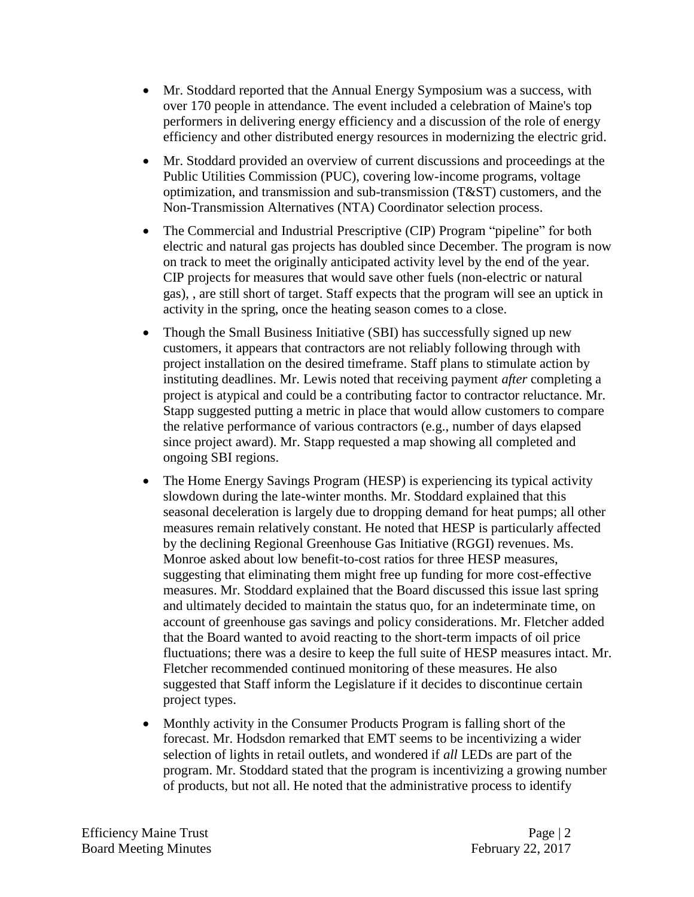- Mr. Stoddard reported that the Annual Energy Symposium was a success, with over 170 people in attendance. The event included a celebration of Maine's top performers in delivering energy efficiency and a discussion of the role of energy efficiency and other distributed energy resources in modernizing the electric grid.

- Mr. Stoddard provided an overview of current discussions and proceedings at the Public Utilities Commission (PUC), covering low-income programs, voltage optimization, and transmission and sub-transmission (T&ST) customers, and the Non-Transmission Alternatives (NTA) Coordinator selection process.

- The Commercial and Industrial Prescriptive (CIP) Program "pipeline" for both electric and natural gas projects has doubled since December. The program is now on track to meet the originally anticipated activity level by the end of the year. CIP projects for measures that would save other fuels (non-electric or natural gas), , are still short of target. Staff expects that the program will see an uptick in activity in the spring, once the heating season comes to a close.

- Though the Small Business Initiative (SBI) has successfully signed up new customers, it appears that contractors are not reliably following through with project installation on the desired timeframe. Staff plans to stimulate action by instituting deadlines. Mr. Lewis noted that receiving payment *after* completing a project is atypical and could be a contributing factor to contractor reluctance. Mr. Stapp suggested putting a metric in place that would allow customers to compare the relative performance of various contractors (e.g., number of days elapsed since project award). Mr. Stapp requested a map showing all completed and ongoing SBI regions.

- The Home Energy Savings Program (HESP) is experiencing its typical activity slowdown during the late-winter months. Mr. Stoddard explained that this seasonal deceleration is largely due to dropping demand for heat pumps; all other measures remain relatively constant. He noted that HESP is particularly affected by the declining Regional Greenhouse Gas Initiative (RGGI) revenues. Ms. Monroe asked about low benefit-to-cost ratios for three HESP measures, suggesting that eliminating them might free up funding for more cost-effective measures. Mr. Stoddard explained that the Board discussed this issue last spring and ultimately decided to maintain the status quo, for an indeterminate time, on account of greenhouse gas savings and policy considerations. Mr. Fletcher added that the Board wanted to avoid reacting to the short-term impacts of oil price fluctuations; there was a desire to keep the full suite of HESP measures intact. Mr. Fletcher recommended continued monitoring of these measures. He also suggested that Staff inform the Legislature if it decides to discontinue certain project types.

- Monthly activity in the Consumer Products Program is falling short of the forecast. Mr. Hodsdon remarked that EMT seems to be incentivizing a wider selection of lights in retail outlets, and wondered if *all* LEDs are part of the program. Mr. Stoddard stated that the program is incentivizing a growing number of products, but not all. He noted that the administrative process to identify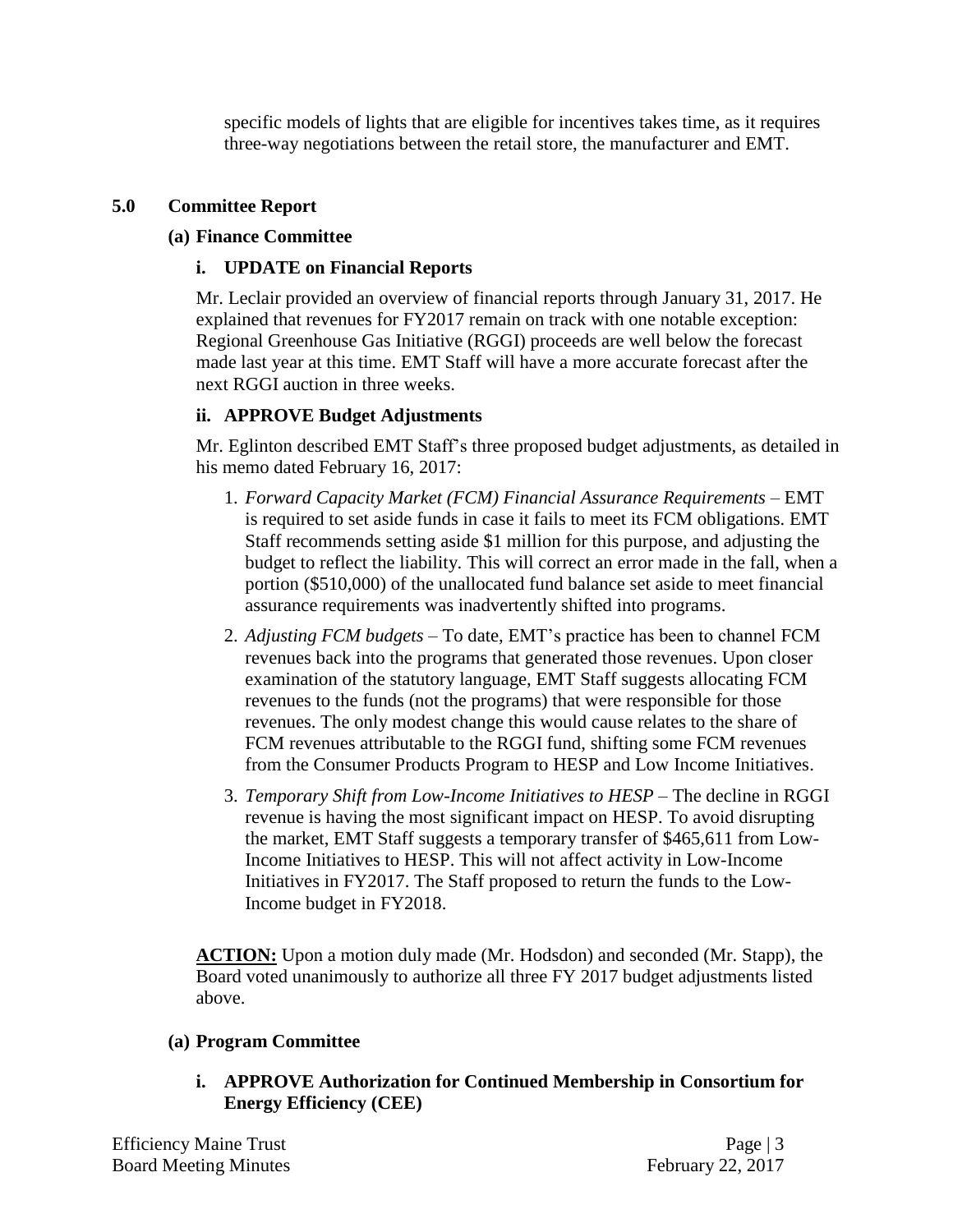specific models of lights that are eligible for incentives takes time, as it requires three-way negotiations between the retail store, the manufacturer and EMT.

## 5.0 Committee Report

### (a) Finance Committee

#### i. UPDATE on Financial Reports

Mr. Leclair provided an overview of financial reports through January 31, 2017. He explained that revenues for FY2017 remain on track with one notable exception: Regional Greenhouse Gas Initiative (RGGI) proceeds are well below the forecast made last year at this time. EMT Staff will have a more accurate forecast after the next RGGI auction in three weeks.

#### ii. APPROVE Budget Adjustments

Mr. Eglinton described EMT Staff's three proposed budget adjustments, as detailed in his memo dated February 16, 2017:

1. *Forward Capacity Market (FCM) Financial Assurance Requirements* – EMT is required to set aside funds in case it fails to meet its FCM obligations. EMT Staff recommends setting aside $1 million for this purpose, and adjusting the budget to reflect the liability. This will correct an error made in the fall, when a portion ($510,000) of the unallocated fund balance set aside to meet financial assurance requirements was inadvertently shifted into programs.
2. *Adjusting FCM budgets* – To date, EMT's practice has been to channel FCM revenues back into the programs that generated those revenues. Upon closer examination of the statutory language, EMT Staff suggests allocating FCM revenues to the funds (not the programs) that were responsible for those revenues. The only modest change this would cause relates to the share of FCM revenues attributable to the RGGI fund, shifting some FCM revenues from the Consumer Products Program to HESP and Low Income Initiatives.
3. *Temporary Shift from Low-Income Initiatives to HESP* – The decline in RGGI revenue is having the most significant impact on HESP. To avoid disrupting the market, EMT Staff suggests a temporary transfer of $465,611 from Low-Income Initiatives to HESP. This will not affect activity in Low-Income Initiatives in FY2017. The Staff proposed to return the funds to the Low-Income budget in FY2018.

**ACTION:** Upon a motion duly made (Mr. Hodsdon) and seconded (Mr. Stapp), the Board voted unanimously to authorize all three FY 2017 budget adjustments listed above.

### (a) Program Committee

#### i. APPROVE Authorization for Continued Membership in Consortium for Energy Efficiency (CEE)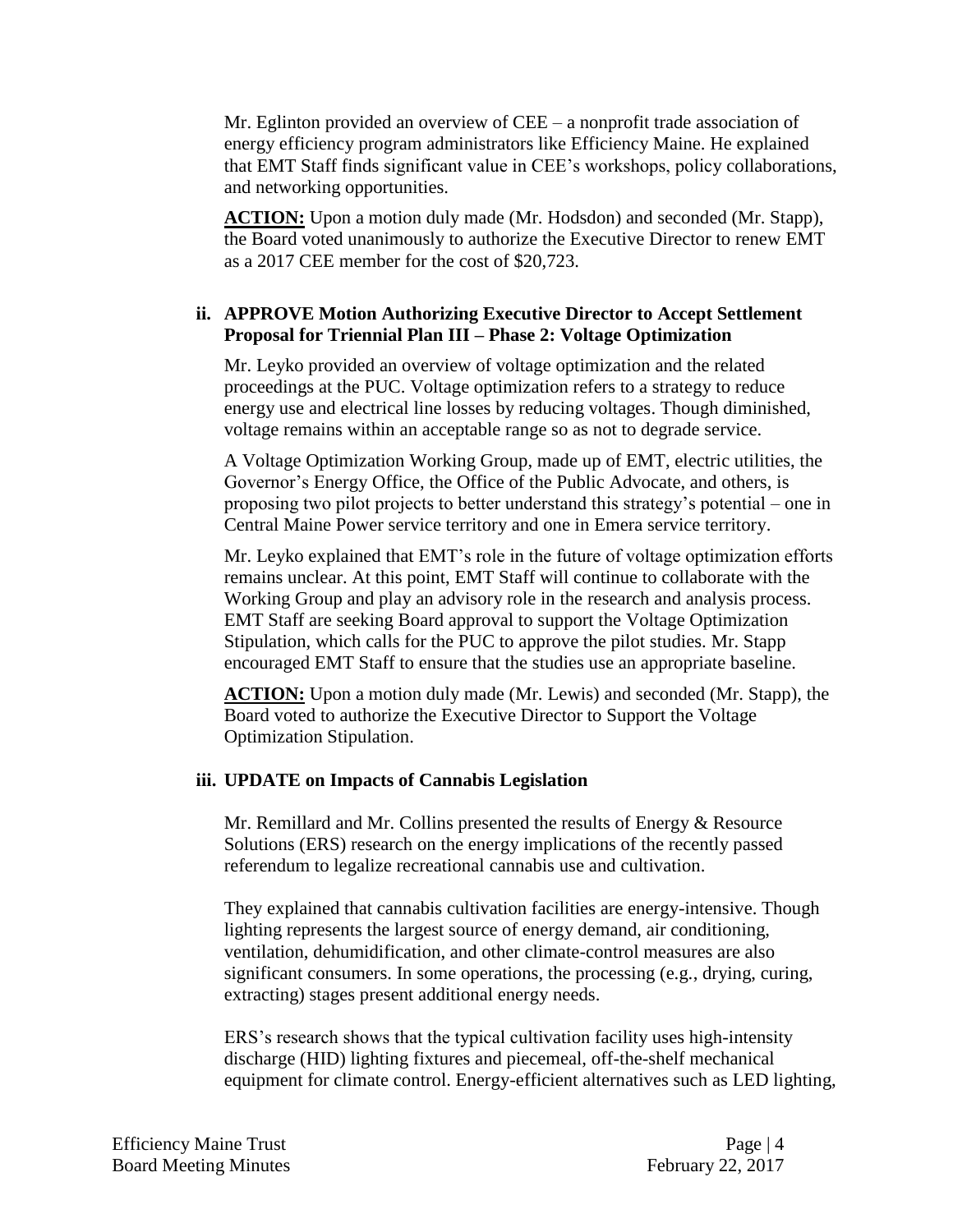Mr. Eglinton provided an overview of CEE – a nonprofit trade association of energy efficiency program administrators like Efficiency Maine. He explained that EMT Staff finds significant value in CEE's workshops, policy collaborations, and networking opportunities.

**ACTION:** Upon a motion duly made (Mr. Hodsdon) and seconded (Mr. Stapp), the Board voted unanimously to authorize the Executive Director to renew EMT as a 2017 CEE member for the cost of $20,723.

### ii. APPROVE Motion Authorizing Executive Director to Accept Settlement Proposal for Triennial Plan III – Phase 2: Voltage Optimization

Mr. Leyko provided an overview of voltage optimization and the related proceedings at the PUC. Voltage optimization refers to a strategy to reduce energy use and electrical line losses by reducing voltages. Though diminished, voltage remains within an acceptable range so as not to degrade service.

A Voltage Optimization Working Group, made up of EMT, electric utilities, the Governor's Energy Office, the Office of the Public Advocate, and others, is proposing two pilot projects to better understand this strategy's potential – one in Central Maine Power service territory and one in Emera service territory.

Mr. Leyko explained that EMT's role in the future of voltage optimization efforts remains unclear. At this point, EMT Staff will continue to collaborate with the Working Group and play an advisory role in the research and analysis process. EMT Staff are seeking Board approval to support the Voltage Optimization Stipulation, which calls for the PUC to approve the pilot studies. Mr. Stapp encouraged EMT Staff to ensure that the studies use an appropriate baseline.

**ACTION:** Upon a motion duly made (Mr. Lewis) and seconded (Mr. Stapp), the Board voted to authorize the Executive Director to Support the Voltage Optimization Stipulation.

### iii. UPDATE on Impacts of Cannabis Legislation

Mr. Remillard and Mr. Collins presented the results of Energy & Resource Solutions (ERS) research on the energy implications of the recently passed referendum to legalize recreational cannabis use and cultivation.

They explained that cannabis cultivation facilities are energy-intensive. Though lighting represents the largest source of energy demand, air conditioning, ventilation, dehumidification, and other climate-control measures are also significant consumers. In some operations, the processing (e.g., drying, curing, extracting) stages present additional energy needs.

ERS's research shows that the typical cultivation facility uses high-intensity discharge (HID) lighting fixtures and piecemeal, off-the-shelf mechanical equipment for climate control. Energy-efficient alternatives such as LED lighting,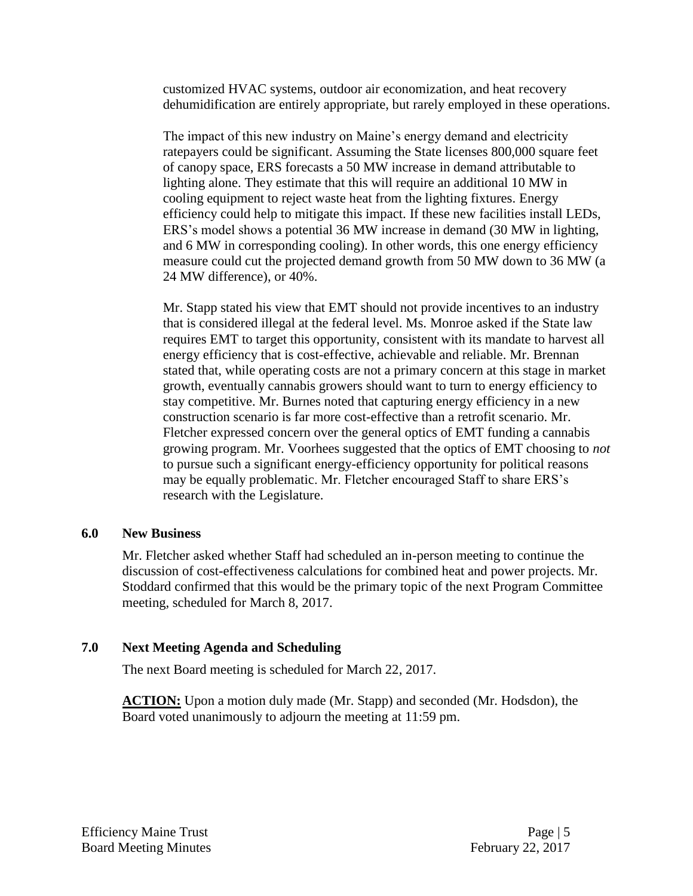customized HVAC systems, outdoor air economization, and heat recovery dehumidification are entirely appropriate, but rarely employed in these operations.

The impact of this new industry on Maine's energy demand and electricity ratepayers could be significant. Assuming the State licenses 800,000 square feet of canopy space, ERS forecasts a 50 MW increase in demand attributable to lighting alone. They estimate that this will require an additional 10 MW in cooling equipment to reject waste heat from the lighting fixtures. Energy efficiency could help to mitigate this impact. If these new facilities install LEDs, ERS's model shows a potential 36 MW increase in demand (30 MW in lighting, and 6 MW in corresponding cooling). In other words, this one energy efficiency measure could cut the projected demand growth from 50 MW down to 36 MW (a 24 MW difference), or 40%.

Mr. Stapp stated his view that EMT should not provide incentives to an industry that is considered illegal at the federal level. Ms. Monroe asked if the State law requires EMT to target this opportunity, consistent with its mandate to harvest all energy efficiency that is cost-effective, achievable and reliable. Mr. Brennan stated that, while operating costs are not a primary concern at this stage in market growth, eventually cannabis growers should want to turn to energy efficiency to stay competitive. Mr. Burnes noted that capturing energy efficiency in a new construction scenario is far more cost-effective than a retrofit scenario. Mr. Fletcher expressed concern over the general optics of EMT funding a cannabis growing program. Mr. Voorhees suggested that the optics of EMT choosing to *not* to pursue such a significant energy-efficiency opportunity for political reasons may be equally problematic. Mr. Fletcher encouraged Staff to share ERS's research with the Legislature.

## 6.0 New Business

Mr. Fletcher asked whether Staff had scheduled an in-person meeting to continue the discussion of cost-effectiveness calculations for combined heat and power projects. Mr. Stoddard confirmed that this would be the primary topic of the next Program Committee meeting, scheduled for March 8, 2017.

## 7.0 Next Meeting Agenda and Scheduling

The next Board meeting is scheduled for March 22, 2017.

**ACTION:** Upon a motion duly made (Mr. Stapp) and seconded (Mr. Hodsdon), the Board voted unanimously to adjourn the meeting at 11:59 pm.